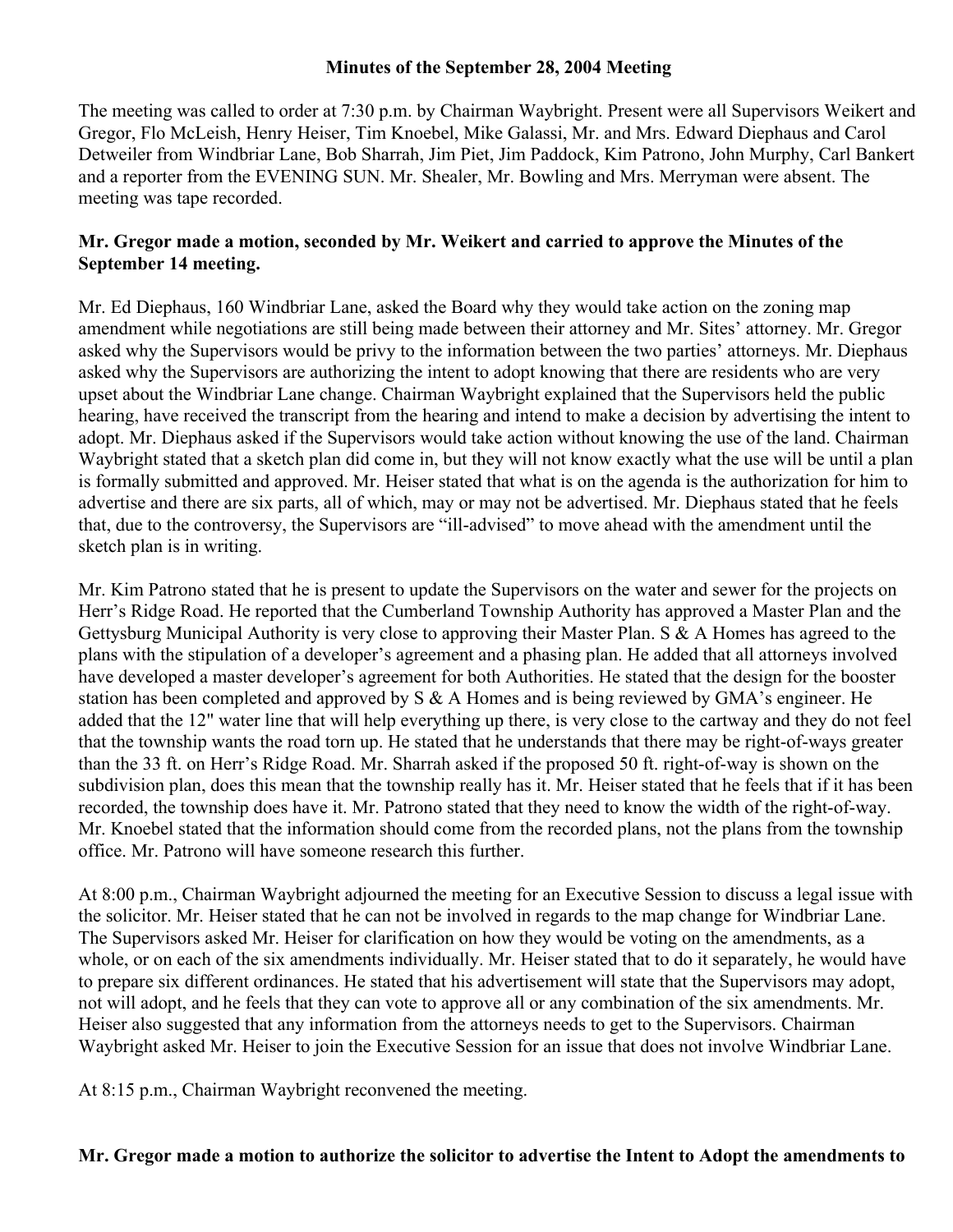**Minutes of the September 28, 2004 Meeting**

The meeting was called to order at 7:30 p.m. by Chairman Waybright. Present were all Supervisors Weikert and Gregor, Flo McLeish, Henry Heiser, Tim Knoebel, Mike Galassi, Mr. and Mrs. Edward Diephaus and Carol Detweiler from Windbriar Lane, Bob Sharrah, Jim Piet, Jim Paddock, Kim Patrono, John Murphy, Carl Bankert and a reporter from the EVENING SUN. Mr. Shealer, Mr. Bowling and Mrs. Merryman were absent. The meeting was tape recorded.

**Mr. Gregor made a motion, seconded by Mr. Weikert and carried to approve the Minutes of the September 14 meeting.**

Mr. Ed Diephaus, 160 Windbriar Lane, asked the Board why they would take action on the zoning map amendment while negotiations are still being made between their attorney and Mr. Sites' attorney. Mr. Gregor asked why the Supervisors would be privy to the information between the two parties' attorneys. Mr. Diephaus asked why the Supervisors are authorizing the intent to adopt knowing that there are residents who are very upset about the Windbriar Lane change. Chairman Waybright explained that the Supervisors held the public hearing, have received the transcript from the hearing and intend to make a decision by advertising the intent to adopt. Mr. Diephaus asked if the Supervisors would take action without knowing the use of the land. Chairman Waybright stated that a sketch plan did come in, but they will not know exactly what the use will be until a plan is formally submitted and approved. Mr. Heiser stated that what is on the agenda is the authorization for him to advertise and there are six parts, all of which, may or may not be advertised. Mr. Diephaus stated that he feels that, due to the controversy, the Supervisors are "ill-advised" to move ahead with the amendment until the sketch plan is in writing.

Mr. Kim Patrono stated that he is present to update the Supervisors on the water and sewer for the projects on Herr's Ridge Road. He reported that the Cumberland Township Authority has approved a Master Plan and the Gettysburg Municipal Authority is very close to approving their Master Plan. S & A Homes has agreed to the plans with the stipulation of a developer's agreement and a phasing plan. He added that all attorneys involved have developed a master developer's agreement for both Authorities. He stated that the design for the booster station has been completed and approved by S & A Homes and is being reviewed by GMA's engineer. He added that the 12" water line that will help everything up there, is very close to the cartway and they do not feel that the township wants the road torn up. He stated that he understands that there may be right-of-ways greater than the 33 ft. on Herr's Ridge Road. Mr. Sharrah asked if the proposed 50 ft. right-of-way is shown on the subdivision plan, does this mean that the township really has it. Mr. Heiser stated that he feels that if it has been recorded, the township does have it. Mr. Patrono stated that they need to know the width of the right-of-way. Mr. Knoebel stated that the information should come from the recorded plans, not the plans from the township office. Mr. Patrono will have someone research this further.

At 8:00 p.m., Chairman Waybright adjourned the meeting for an Executive Session to discuss a legal issue with the solicitor. Mr. Heiser stated that he can not be involved in regards to the map change for Windbriar Lane. The Supervisors asked Mr. Heiser for clarification on how they would be voting on the amendments, as a whole, or on each of the six amendments individually. Mr. Heiser stated that to do it separately, he would have to prepare six different ordinances. He stated that his advertisement will state that the Supervisors may adopt, not will adopt, and he feels that they can vote to approve all or any combination of the six amendments. Mr. Heiser also suggested that any information from the attorneys needs to get to the Supervisors. Chairman Waybright asked Mr. Heiser to join the Executive Session for an issue that does not involve Windbriar Lane.

At 8:15 p.m., Chairman Waybright reconvened the meeting.

**Mr. Gregor made a motion to authorize the solicitor to advertise the Intent to Adopt the amendments to**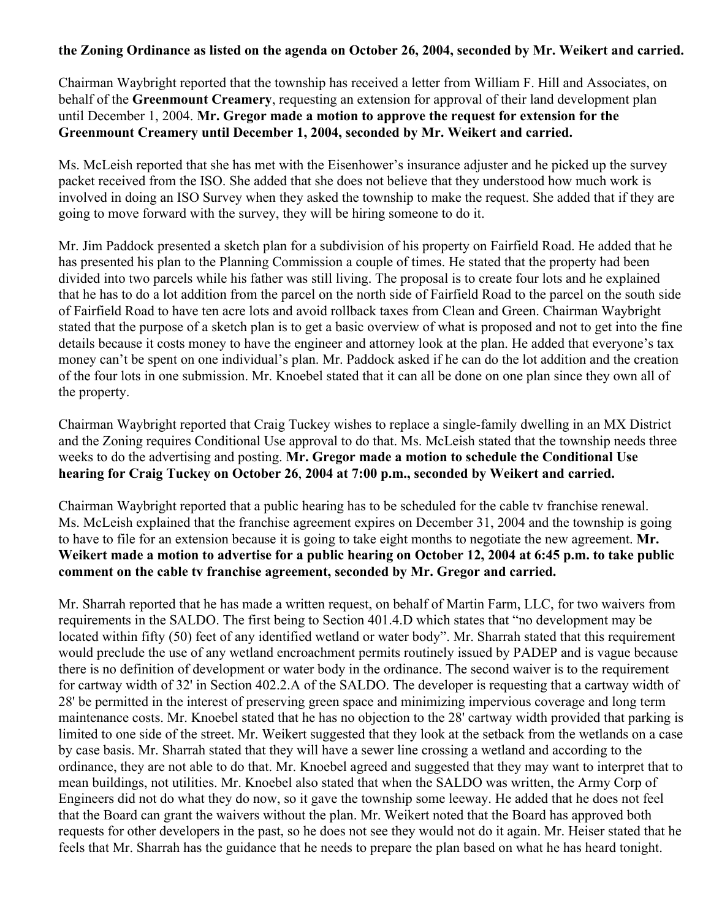**the Zoning Ordinance as listed on the agenda on October 26, 2004, seconded by Mr. Weikert and carried.**

Chairman Waybright reported that the township has received a letter from William F. Hill and Associates, on behalf of the **Greenmount Creamery**, requesting an extension for approval of their land development plan until December 1, 2004. **Mr. Gregor made a motion to approve the request for extension for the Greenmount Creamery until December 1, 2004, seconded by Mr. Weikert and carried.**

Ms. McLeish reported that she has met with the Eisenhower's insurance adjuster and he picked up the survey packet received from the ISO. She added that she does not believe that they understood how much work is involved in doing an ISO Survey when they asked the township to make the request. She added that if they are going to move forward with the survey, they will be hiring someone to do it.

Mr. Jim Paddock presented a sketch plan for a subdivision of his property on Fairfield Road. He added that he has presented his plan to the Planning Commission a couple of times. He stated that the property had been divided into two parcels while his father was still living. The proposal is to create four lots and he explained that he has to do a lot addition from the parcel on the north side of Fairfield Road to the parcel on the south side of Fairfield Road to have ten acre lots and avoid rollback taxes from Clean and Green. Chairman Waybright stated that the purpose of a sketch plan is to get a basic overview of what is proposed and not to get into the fine details because it costs money to have the engineer and attorney look at the plan. He added that everyone's tax money can't be spent on one individual's plan. Mr. Paddock asked if he can do the lot addition and the creation of the four lots in one submission. Mr. Knoebel stated that it can all be done on one plan since they own all of the property.

Chairman Waybright reported that Craig Tuckey wishes to replace a single-family dwelling in an MX District and the Zoning requires Conditional Use approval to do that. Ms. McLeish stated that the township needs three weeks to do the advertising and posting. **Mr. Gregor made a motion to schedule the Conditional Use hearing for Craig Tuckey on October 26, 2004 at 7:00 p.m., seconded by Weikert and carried.**

Chairman Waybright reported that a public hearing has to be scheduled for the cable tv franchise renewal. Ms. McLeish explained that the franchise agreement expires on December 31, 2004 and the township is going to have to file for an extension because it is going to take eight months to negotiate the new agreement. **Mr. Weikert made a motion to advertise for a public hearing on October 12, 2004 at 6:45 p.m. to take public comment on the cable tv franchise agreement, seconded by Mr. Gregor and carried.**

Mr. Sharrah reported that he has made a written request, on behalf of Martin Farm, LLC, for two waivers from requirements in the SALDO. The first being to Section 401.4.D which states that "no development may be located within fifty (50) feet of any identified wetland or water body". Mr. Sharrah stated that this requirement would preclude the use of any wetland encroachment permits routinely issued by PADEP and is vague because there is no definition of development or water body in the ordinance. The second waiver is to the requirement for cartway width of 32' in Section 402.2.A of the SALDO. The developer is requesting that a cartway width of 28' be permitted in the interest of preserving green space and minimizing impervious coverage and long term maintenance costs. Mr. Knoebel stated that he has no objection to the 28' cartway width provided that parking is limited to one side of the street. Mr. Weikert suggested that they look at the setback from the wetlands on a case by case basis. Mr. Sharrah stated that they will have a sewer line crossing a wetland and according to the ordinance, they are not able to do that. Mr. Knoebel agreed and suggested that they may want to interpret that to mean buildings, not utilities. Mr. Knoebel also stated that when the SALDO was written, the Army Corp of Engineers did not do what they do now, so it gave the township some leeway. He added that he does not feel that the Board can grant the waivers without the plan. Mr. Weikert noted that the Board has approved both requests for other developers in the past, so he does not see they would not do it again. Mr. Heiser stated that he feels that Mr. Sharrah has the guidance that he needs to prepare the plan based on what he has heard tonight.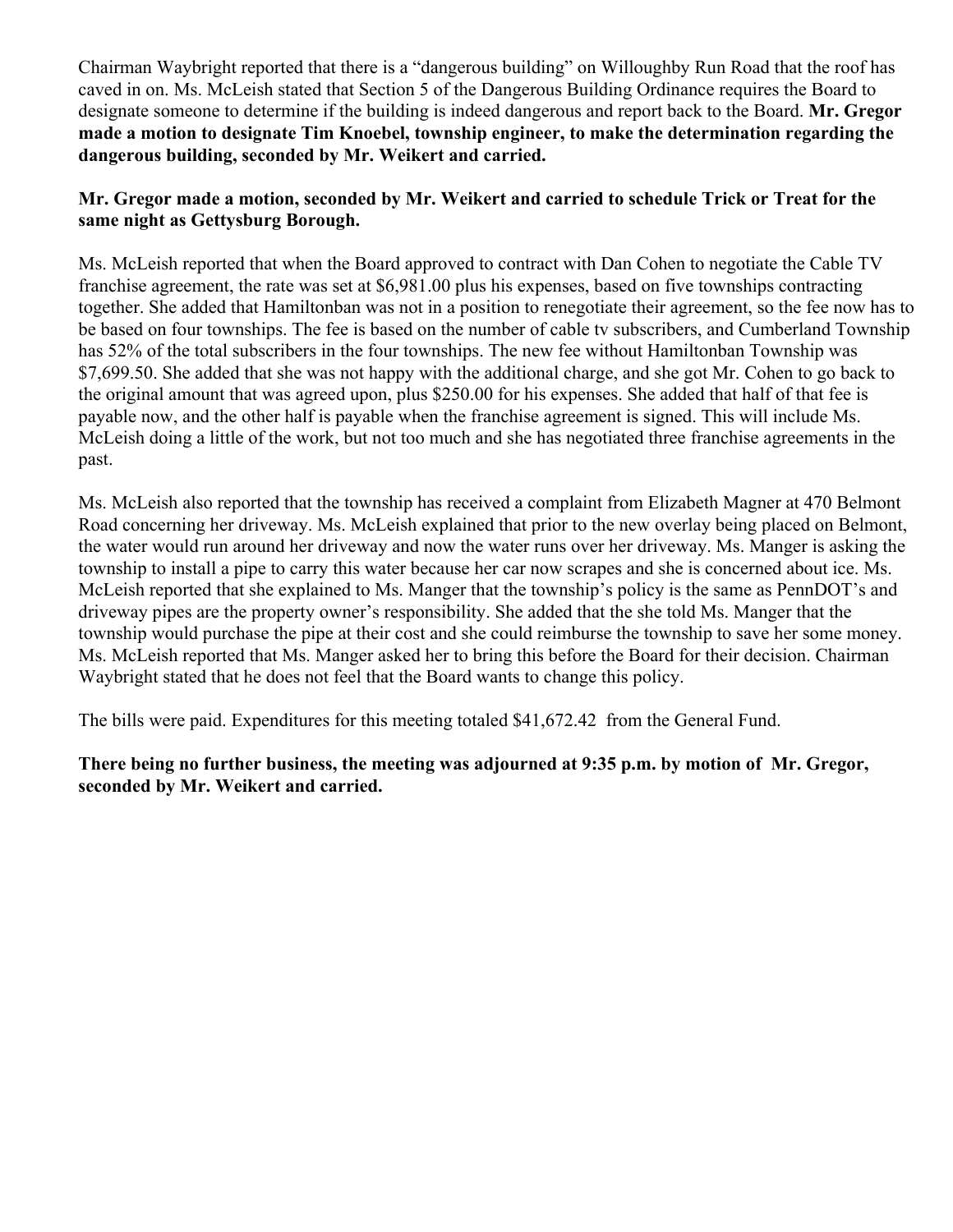Chairman Waybright reported that there is a “dangerous building” on Willoughby Run Road that the roof has caved in on. Ms. McLeish stated that Section 5 of the Dangerous Building Ordinance requires the Board to designate someone to determine if the building is indeed dangerous and report back to the Board. **Mr. Gregor made a motion to designate Tim Knoebel, township engineer, to make the determination regarding the dangerous building, seconded by Mr. Weikert and carried.**

**Mr. Gregor made a motion, seconded by Mr. Weikert and carried to schedule Trick or Treat for the same night as Gettysburg Borough.**

Ms. McLeish reported that when the Board approved to contract with Dan Cohen to negotiate the Cable TV franchise agreement, the rate was set at $6,981.00 plus his expenses, based on five townships contracting together. She added that Hamiltonban was not in a position to renegotiate their agreement, so the fee now has to be based on four townships. The fee is based on the number of cable tv subscribers, and Cumberland Township has 52% of the total subscribers in the four townships. The new fee without Hamiltonban Township was $7,699.50. She added that she was not happy with the additional charge, and she got Mr. Cohen to go back to the original amount that was agreed upon, plus $250.00 for his expenses. She added that half of that fee is payable now, and the other half is payable when the franchise agreement is signed. This will include Ms. McLeish doing a little of the work, but not too much and she has negotiated three franchise agreements in the past.

Ms. McLeish also reported that the township has received a complaint from Elizabeth Magner at 470 Belmont Road concerning her driveway. Ms. McLeish explained that prior to the new overlay being placed on Belmont, the water would run around her driveway and now the water runs over her driveway. Ms. Manger is asking the township to install a pipe to carry this water because her car now scrapes and she is concerned about ice. Ms. McLeish reported that she explained to Ms. Manger that the township’s policy is the same as PennDOT’s and driveway pipes are the property owner’s responsibility. She added that the she told Ms. Manger that the township would purchase the pipe at their cost and she could reimburse the township to save her some money. Ms. McLeish reported that Ms. Manger asked her to bring this before the Board for their decision. Chairman Waybright stated that he does not feel that the Board wants to change this policy.

The bills were paid. Expenditures for this meeting totaled $41,672.42 from the General Fund.

**There being no further business, the meeting was adjourned at 9:35 p.m. by motion of Mr. Gregor, seconded by Mr. Weikert and carried.**